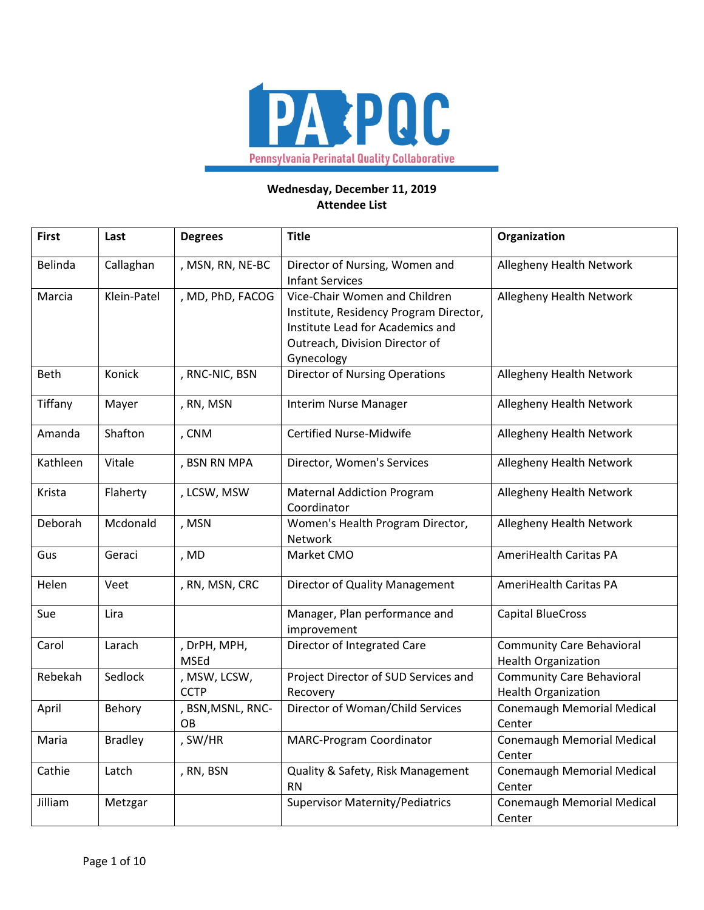**Wednesday, December 11, 2019**
**Attendee List**

| First | Last | Degrees | Title | Organization |
|---|---|---|---|---|
| Belinda | Callaghan | , MSN, RN, NE-BC | Director of Nursing, Women and Infant Services | Allegheny Health Network |
| Marcia | Klein-Patel | , MD, PhD, FACOG | Vice-Chair Women and Children Institute, Residency Program Director, Institute Lead for Academics and Outreach, Division Director of Gynecology | Allegheny Health Network |
| Beth | Konick | , RNC-NIC, BSN | Director of Nursing Operations | Allegheny Health Network |
| Tiffany | Mayer | , RN, MSN | Interim Nurse Manager | Allegheny Health Network |
| Amanda | Shafton | , CNM | Certified Nurse-Midwife | Allegheny Health Network |
| Kathleen | Vitale | , BSN RN MPA | Director, Women's Services | Allegheny Health Network |
| Krista | Flaherty | , LCSW, MSW | Maternal Addiction Program Coordinator | Allegheny Health Network |
| Deborah | Mcdonald | , MSN | Women's Health Program Director, Network | Allegheny Health Network |
| Gus | Geraci | , MD | Market CMO | AmeriHealth Caritas PA |
| Helen | Veet | , RN, MSN, CRC | Director of Quality Management | AmeriHealth Caritas PA |
| Sue | Lira | | Manager, Plan performance and improvement | Capital BlueCross |
| Carol | Larach | , DrPH, MPH, MSEd | Director of Integrated Care | Community Care Behavioral Health Organization |
| Rebekah | Sedlock | , MSW, LCSW, CCTP | Project Director of SUD Services and Recovery | Community Care Behavioral Health Organization |
| April | Behory | , BSN,MSNL, RNC-OB | Director of Woman/Child Services | Conemaugh Memorial Medical Center |
| Maria | Bradley | , SW/HR | MARC-Program Coordinator | Conemaugh Memorial Medical Center |
| Cathie | Latch | , RN, BSN | Quality & Safety, Risk Management RN | Conemaugh Memorial Medical Center |
| Jilliam | Metzgar | | Supervisor Maternity/Pediatrics | Conemaugh Memorial Medical Center |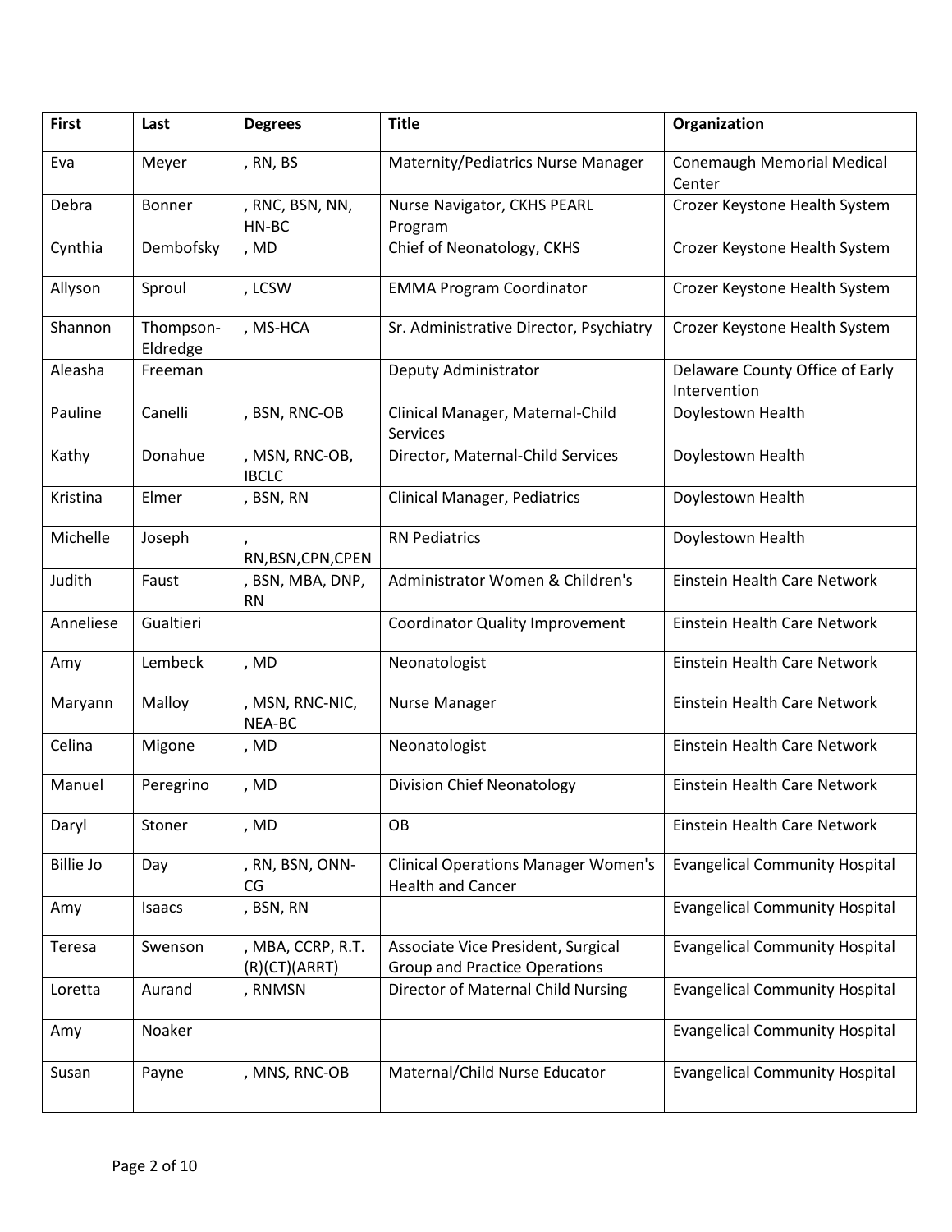| First | Last | Degrees | Title | Organization |
|---|---|---|---|---|
| Eva | Meyer | , RN, BS | Maternity/Pediatrics Nurse Manager | Conemaugh Memorial Medical Center |
| Debra | Bonner | , RNC, BSN, NN, HN-BC | Nurse Navigator, CKHS PEARL Program | Crozer Keystone Health System |
| Cynthia | Dembofsky | , MD | Chief of Neonatology, CKHS | Crozer Keystone Health System |
| Allyson | Sproul | , LCSW | EMMA Program Coordinator | Crozer Keystone Health System |
| Shannon | Thompson-Eldredge | , MS-HCA | Sr. Administrative Director, Psychiatry | Crozer Keystone Health System |
| Aleasha | Freeman | | Deputy Administrator | Delaware County Office of Early Intervention |
| Pauline | Canelli | , BSN, RNC-OB | Clinical Manager, Maternal-Child Services | Doylestown Health |
| Kathy | Donahue | , MSN, RNC-OB, IBCLC | Director, Maternal-Child Services | Doylestown Health |
| Kristina | Elmer | , BSN, RN | Clinical Manager, Pediatrics | Doylestown Health |
| Michelle | Joseph | , RN,BSN,CPN,CPEN | RN Pediatrics | Doylestown Health |
| Judith | Faust | , BSN, MBA, DNP, RN | Administrator Women & Children's | Einstein Health Care Network |
| Anneliese | Gualtieri | | Coordinator Quality Improvement | Einstein Health Care Network |
| Amy | Lembeck | , MD | Neonatologist | Einstein Health Care Network |
| Maryann | Malloy | , MSN, RNC-NIC, NEA-BC | Nurse Manager | Einstein Health Care Network |
| Celina | Migone | , MD | Neonatologist | Einstein Health Care Network |
| Manuel | Peregrino | , MD | Division Chief Neonatology | Einstein Health Care Network |
| Daryl | Stoner | , MD | OB | Einstein Health Care Network |
| Billie Jo | Day | , RN, BSN, ONN-CG | Clinical Operations Manager Women's Health and Cancer | Evangelical Community Hospital |
| Amy | Isaacs | , BSN, RN | | Evangelical Community Hospital |
| Teresa | Swenson | , MBA, CCRP, R.T.(R)(CT)(ARRT) | Associate Vice President, Surgical Group and Practice Operations | Evangelical Community Hospital |
| Loretta | Aurand | , RNMSN | Director of Maternal Child Nursing | Evangelical Community Hospital |
| Amy | Noaker | | | Evangelical Community Hospital |
| Susan | Payne | , MNS, RNC-OB | Maternal/Child Nurse Educator | Evangelical Community Hospital |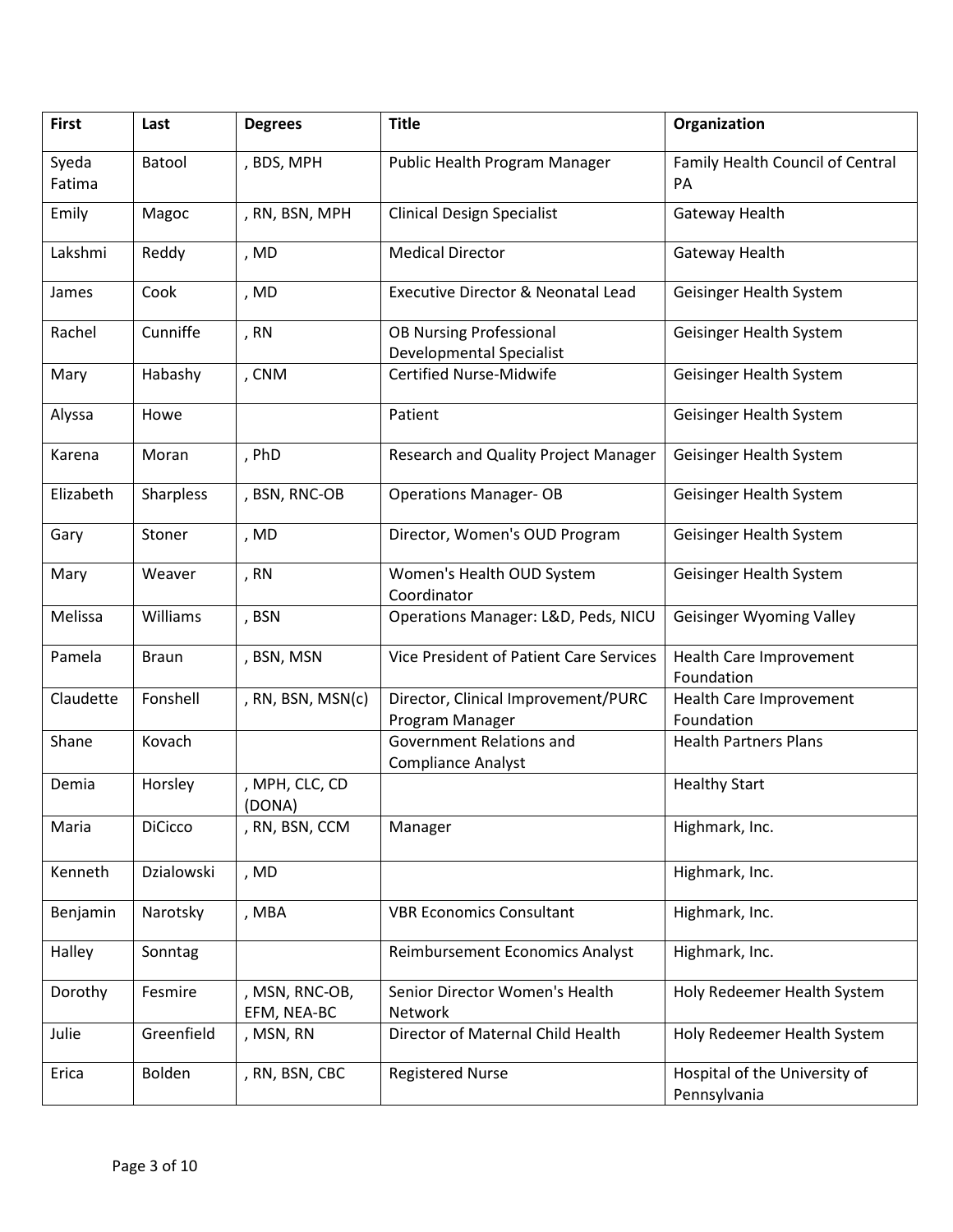| First | Last | Degrees | Title | Organization |
|---|---|---|---|---|
| Syeda Fatima | Batool | , BDS, MPH | Public Health Program Manager | Family Health Council of Central PA |
| Emily | Magoc | , RN, BSN, MPH | Clinical Design Specialist | Gateway Health |
| Lakshmi | Reddy | , MD | Medical Director | Gateway Health |
| James | Cook | , MD | Executive Director & Neonatal Lead | Geisinger Health System |
| Rachel | Cunniffe | , RN | OB Nursing Professional Developmental Specialist | Geisinger Health System |
| Mary | Habashy | , CNM | Certified Nurse-Midwife | Geisinger Health System |
| Alyssa | Howe | | Patient | Geisinger Health System |
| Karena | Moran | , PhD | Research and Quality Project Manager | Geisinger Health System |
| Elizabeth | Sharpless | , BSN, RNC-OB | Operations Manager- OB | Geisinger Health System |
| Gary | Stoner | , MD | Director, Women's OUD Program | Geisinger Health System |
| Mary | Weaver | , RN | Women's Health OUD System Coordinator | Geisinger Health System |
| Melissa | Williams | , BSN | Operations Manager: L&D, Peds, NICU | Geisinger Wyoming Valley |
| Pamela | Braun | , BSN, MSN | Vice President of Patient Care Services | Health Care Improvement Foundation |
| Claudette | Fonshell | , RN, BSN, MSN(c) | Director, Clinical Improvement/PURC Program Manager | Health Care Improvement Foundation |
| Shane | Kovach | | Government Relations and Compliance Analyst | Health Partners Plans |
| Demia | Horsley | , MPH, CLC, CD (DONA) | | Healthy Start |
| Maria | DiCicco | , RN, BSN, CCM | Manager | Highmark, Inc. |
| Kenneth | Dzialowski | , MD | | Highmark, Inc. |
| Benjamin | Narotsky | , MBA | VBR Economics Consultant | Highmark, Inc. |
| Halley | Sonntag | | Reimbursement Economics Analyst | Highmark, Inc. |
| Dorothy | Fesmire | , MSN, RNC-OB, EFM, NEA-BC | Senior Director Women's Health Network | Holy Redeemer Health System |
| Julie | Greenfield | , MSN, RN | Director of Maternal Child Health | Holy Redeemer Health System |
| Erica | Bolden | , RN, BSN, CBC | Registered Nurse | Hospital of the University of Pennsylvania |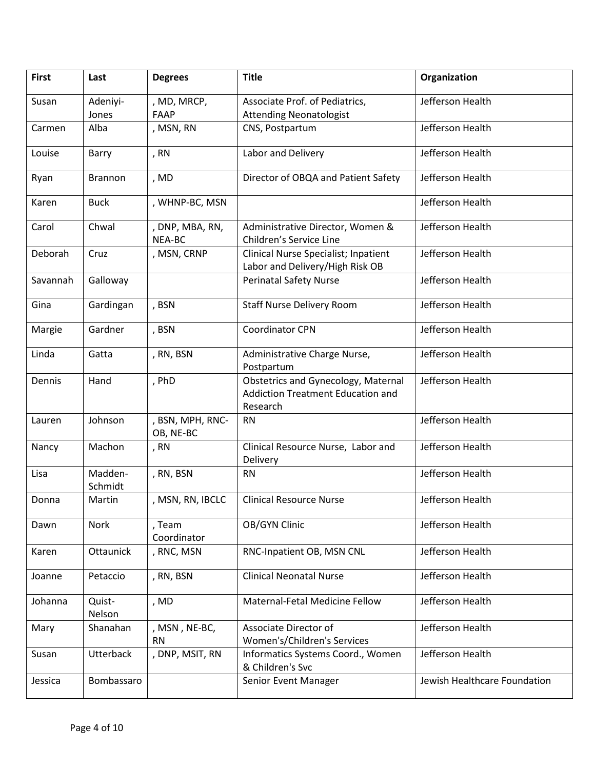| First | Last | Degrees | Title | Organization |
| --- | --- | --- | --- | --- |
| Susan | Adeniyi-Jones | , MD, MRCP, FAAP | Associate Prof. of Pediatrics, Attending Neonatologist | Jefferson Health |
| Carmen | Alba | , MSN, RN | CNS, Postpartum | Jefferson Health |
| Louise | Barry | , RN | Labor and Delivery | Jefferson Health |
| Ryan | Brannon | , MD | Director of OBQA and Patient Safety | Jefferson Health |
| Karen | Buck | , WHNP-BC, MSN | | Jefferson Health |
| Carol | Chwal | , DNP, MBA, RN, NEA-BC | Administrative Director, Women & Children's Service Line | Jefferson Health |
| Deborah | Cruz | , MSN, CRNP | Clinical Nurse Specialist; Inpatient Labor and Delivery/High Risk OB | Jefferson Health |
| Savannah | Galloway | | Perinatal Safety Nurse | Jefferson Health |
| Gina | Gardingan | , BSN | Staff Nurse Delivery Room | Jefferson Health |
| Margie | Gardner | , BSN | Coordinator CPN | Jefferson Health |
| Linda | Gatta | , RN, BSN | Administrative Charge Nurse, Postpartum | Jefferson Health |
| Dennis | Hand | , PhD | Obstetrics and Gynecology, Maternal Addiction Treatment Education and Research | Jefferson Health |
| Lauren | Johnson | , BSN, MPH, RNC-OB, NE-BC | RN | Jefferson Health |
| Nancy | Machon | , RN | Clinical Resource Nurse, Labor and Delivery | Jefferson Health |
| Lisa | Madden-Schmidt | , RN, BSN | RN | Jefferson Health |
| Donna | Martin | , MSN, RN, IBCLC | Clinical Resource Nurse | Jefferson Health |
| Dawn | Nork | , Team Coordinator | OB/GYN Clinic | Jefferson Health |
| Karen | Ottaunick | , RNC, MSN | RNC-Inpatient OB, MSN CNL | Jefferson Health |
| Joanne | Petaccio | , RN, BSN | Clinical Neonatal Nurse | Jefferson Health |
| Johanna | Quist-Nelson | , MD | Maternal-Fetal Medicine Fellow | Jefferson Health |
| Mary | Shanahan | , MSN , NE-BC, RN | Associate Director of Women's/Children's Services | Jefferson Health |
| Susan | Utterback | , DNP, MSIT, RN | Informatics Systems Coord., Women & Children's Svc | Jefferson Health |
| Jessica | Bombassaro | | Senior Event Manager | Jewish Healthcare Foundation |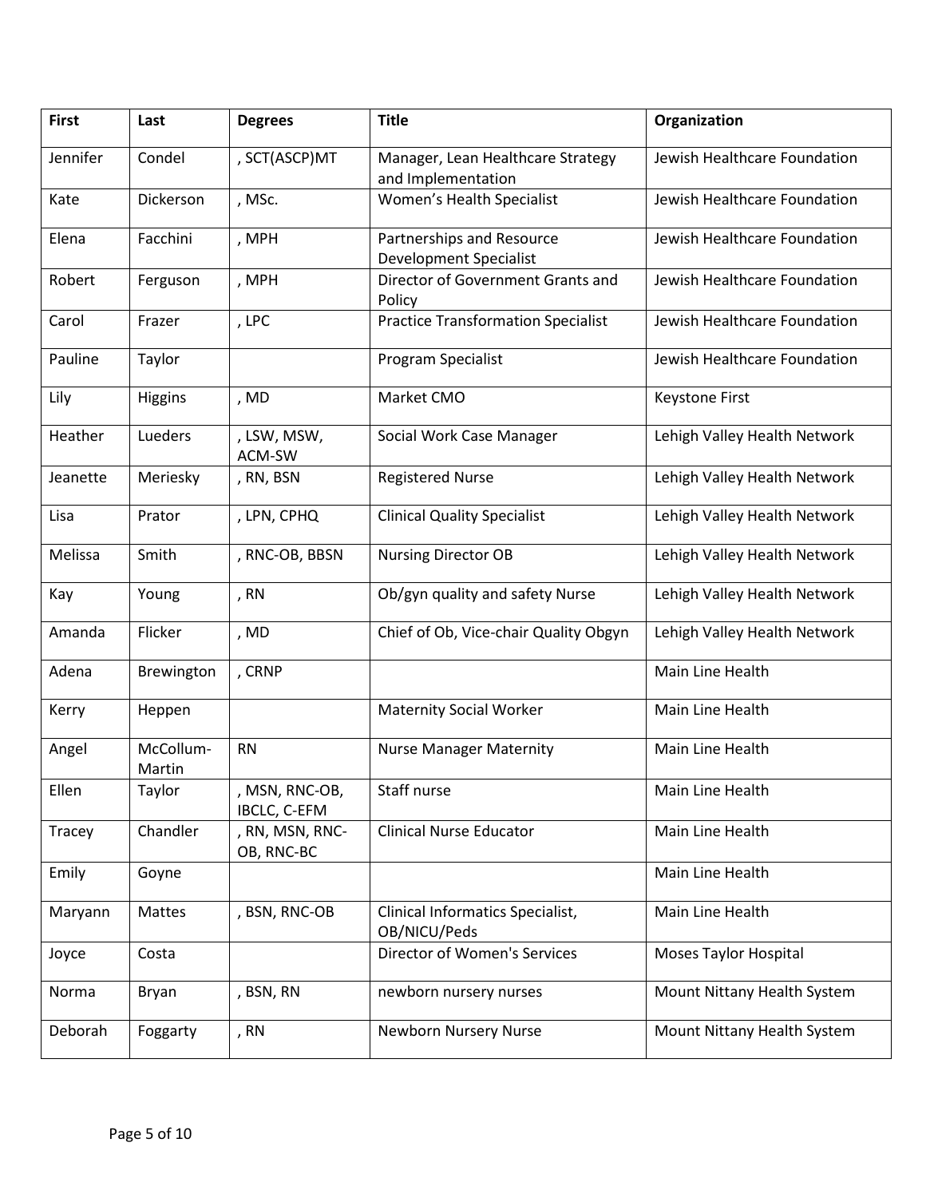| First | Last | Degrees | Title | Organization |
|---|---|---|---|---|
| Jennifer | Condel | , SCT(ASCP)MT | Manager, Lean Healthcare Strategy and Implementation | Jewish Healthcare Foundation |
| Kate | Dickerson | , MSc. | Women's Health Specialist | Jewish Healthcare Foundation |
| Elena | Facchini | , MPH | Partnerships and Resource Development Specialist | Jewish Healthcare Foundation |
| Robert | Ferguson | , MPH | Director of Government Grants and Policy | Jewish Healthcare Foundation |
| Carol | Frazer | , LPC | Practice Transformation Specialist | Jewish Healthcare Foundation |
| Pauline | Taylor | | Program Specialist | Jewish Healthcare Foundation |
| Lily | Higgins | , MD | Market CMO | Keystone First |
| Heather | Lueders | , LSW, MSW, ACM-SW | Social Work Case Manager | Lehigh Valley Health Network |
| Jeanette | Meriesky | , RN, BSN | Registered Nurse | Lehigh Valley Health Network |
| Lisa | Prator | , LPN, CPHQ | Clinical Quality Specialist | Lehigh Valley Health Network |
| Melissa | Smith | , RNC-OB, BBSN | Nursing Director OB | Lehigh Valley Health Network |
| Kay | Young | , RN | Ob/gyn quality and safety Nurse | Lehigh Valley Health Network |
| Amanda | Flicker | , MD | Chief of Ob, Vice-chair Quality Obgyn | Lehigh Valley Health Network |
| Adena | Brewington | , CRNP | | Main Line Health |
| Kerry | Heppen | | Maternity Social Worker | Main Line Health |
| Angel | McCollum-Martin | RN | Nurse Manager Maternity | Main Line Health |
| Ellen | Taylor | , MSN, RNC-OB, IBCLC, C-EFM | Staff nurse | Main Line Health |
| Tracey | Chandler | , RN, MSN, RNC-OB, RNC-BC | Clinical Nurse Educator | Main Line Health |
| Emily | Goyne | | | Main Line Health |
| Maryann | Mattes | , BSN, RNC-OB | Clinical Informatics Specialist, OB/NICU/Peds | Main Line Health |
| Joyce | Costa | | Director of Women's Services | Moses Taylor Hospital |
| Norma | Bryan | , BSN, RN | newborn nursery nurses | Mount Nittany Health System |
| Deborah | Foggarty | , RN | Newborn Nursery Nurse | Mount Nittany Health System |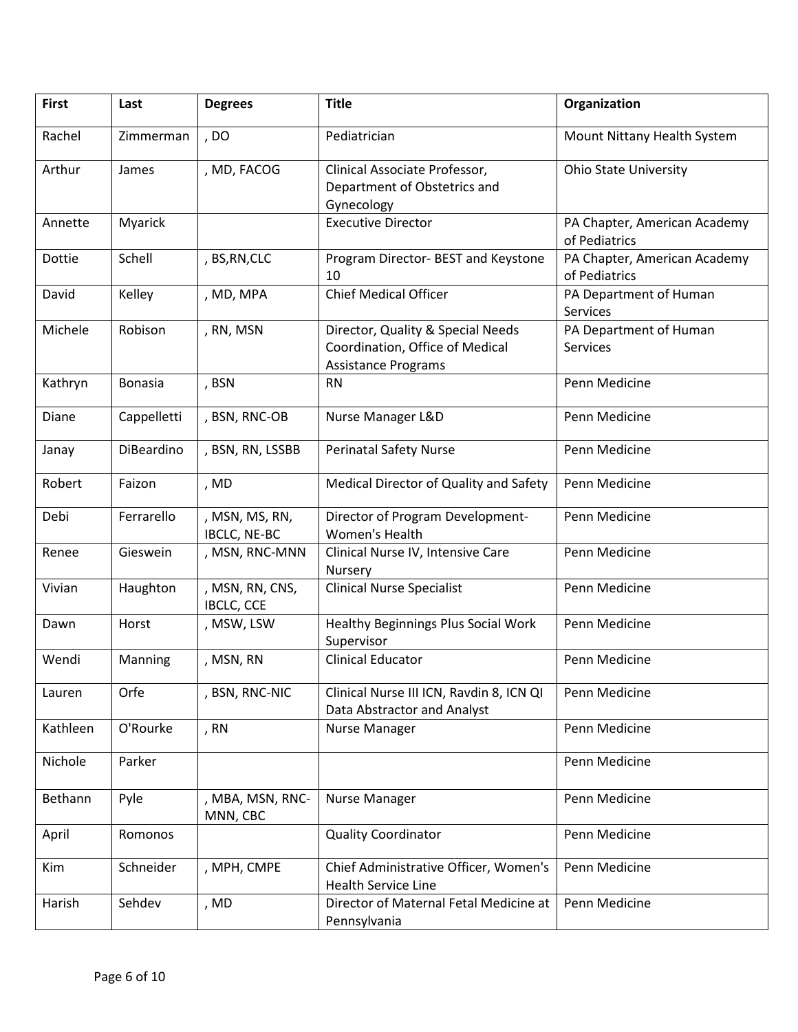| First | Last | Degrees | Title | Organization |
| --- | --- | --- | --- | --- |
| Rachel | Zimmerman | , DO | Pediatrician | Mount Nittany Health System |
| Arthur | James | , MD, FACOG | Clinical Associate Professor, Department of Obstetrics and Gynecology | Ohio State University |
| Annette | Myarick | | Executive Director | PA Chapter, American Academy of Pediatrics |
| Dottie | Schell | , BS,RN,CLC | Program Director- BEST and Keystone 10 | PA Chapter, American Academy of Pediatrics |
| David | Kelley | , MD, MPA | Chief Medical Officer | PA Department of Human Services |
| Michele | Robison | , RN, MSN | Director, Quality & Special Needs Coordination, Office of Medical Assistance Programs | PA Department of Human Services |
| Kathryn | Bonasia | , BSN | RN | Penn Medicine |
| Diane | Cappelletti | , BSN, RNC-OB | Nurse Manager L&D | Penn Medicine |
| Janay | DiBeardino | , BSN, RN, LSSBB | Perinatal Safety Nurse | Penn Medicine |
| Robert | Faizon | , MD | Medical Director of Quality and Safety | Penn Medicine |
| Debi | Ferrarello | , MSN, MS, RN, IBCLC, NE-BC | Director of Program Development- Women's Health | Penn Medicine |
| Renee | Gieswein | , MSN, RNC-MNN | Clinical Nurse IV, Intensive Care Nursery | Penn Medicine |
| Vivian | Haughton | , MSN, RN, CNS, IBCLC, CCE | Clinical Nurse Specialist | Penn Medicine |
| Dawn | Horst | , MSW, LSW | Healthy Beginnings Plus Social Work Supervisor | Penn Medicine |
| Wendi | Manning | , MSN, RN | Clinical Educator | Penn Medicine |
| Lauren | Orfe | , BSN, RNC-NIC | Clinical Nurse III ICN, Ravdin 8, ICN QI Data Abstractor and Analyst | Penn Medicine |
| Kathleen | O'Rourke | , RN | Nurse Manager | Penn Medicine |
| Nichole | Parker | | | Penn Medicine |
| Bethann | Pyle | , MBA, MSN, RNC-MNN, CBC | Nurse Manager | Penn Medicine |
| April | Romonos | | Quality Coordinator | Penn Medicine |
| Kim | Schneider | , MPH, CMPE | Chief Administrative Officer, Women's Health Service Line | Penn Medicine |
| Harish | Sehdev | , MD | Director of Maternal Fetal Medicine at Pennsylvania | Penn Medicine |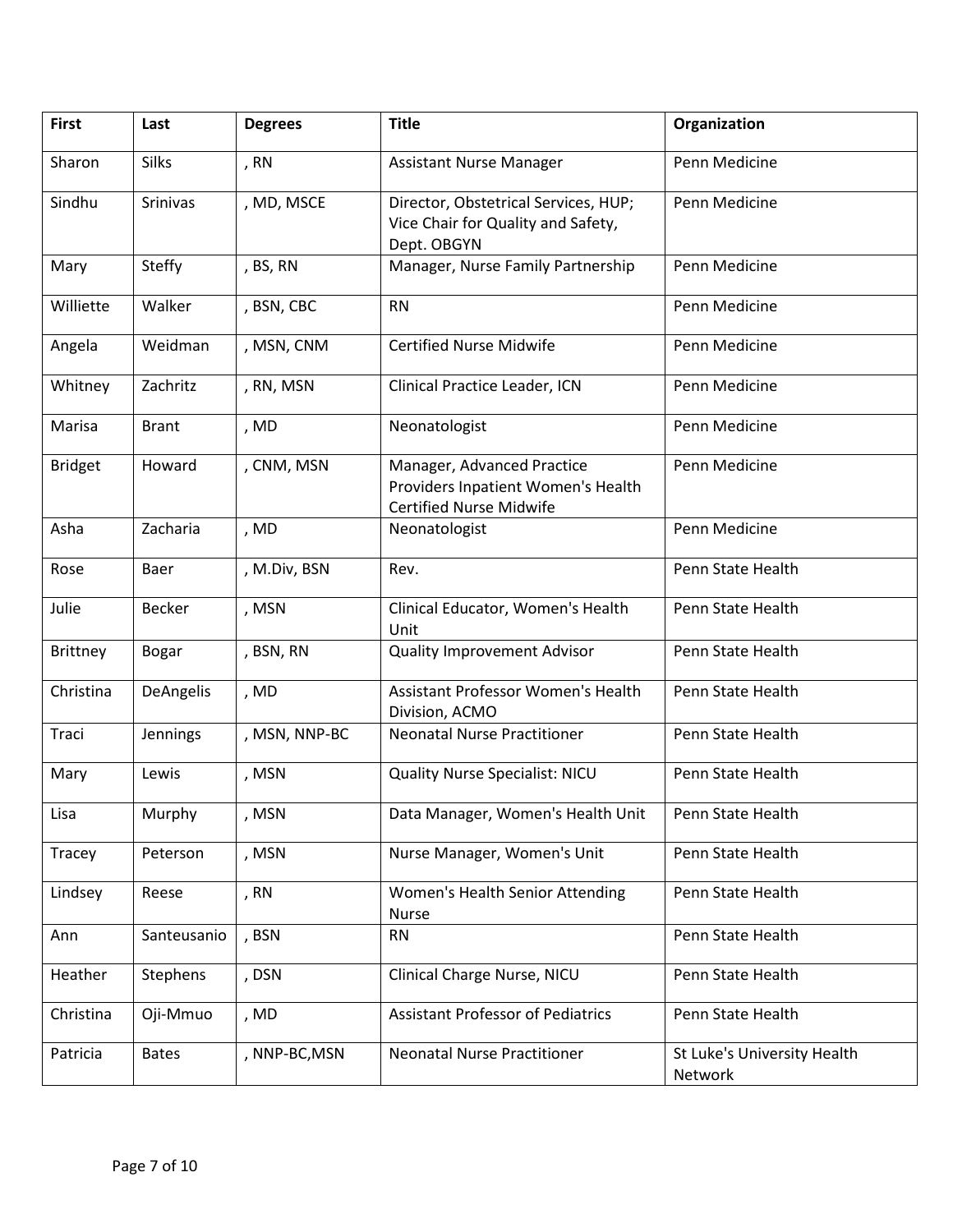| First | Last | Degrees | Title | Organization |
| --- | --- | --- | --- | --- |
| Sharon | Silks | , RN | Assistant Nurse Manager | Penn Medicine |
| Sindhu | Srinivas | , MD, MSCE | Director, Obstetrical Services, HUP; Vice Chair for Quality and Safety, Dept. OBGYN | Penn Medicine |
| Mary | Steffy | , BS, RN | Manager, Nurse Family Partnership | Penn Medicine |
| Williette | Walker | , BSN, CBC | RN | Penn Medicine |
| Angela | Weidman | , MSN, CNM | Certified Nurse Midwife | Penn Medicine |
| Whitney | Zachritz | , RN, MSN | Clinical Practice Leader, ICN | Penn Medicine |
| Marisa | Brant | , MD | Neonatologist | Penn Medicine |
| Bridget | Howard | , CNM, MSN | Manager, Advanced Practice Providers Inpatient Women's Health Certified Nurse Midwife | Penn Medicine |
| Asha | Zacharia | , MD | Neonatologist | Penn Medicine |
| Rose | Baer | , M.Div, BSN | Rev. | Penn State Health |
| Julie | Becker | , MSN | Clinical Educator, Women's Health Unit | Penn State Health |
| Brittney | Bogar | , BSN, RN | Quality Improvement Advisor | Penn State Health |
| Christina | DeAngelis | , MD | Assistant Professor Women's Health Division, ACMO | Penn State Health |
| Traci | Jennings | , MSN, NNP-BC | Neonatal Nurse Practitioner | Penn State Health |
| Mary | Lewis | , MSN | Quality Nurse Specialist: NICU | Penn State Health |
| Lisa | Murphy | , MSN | Data Manager, Women's Health Unit | Penn State Health |
| Tracey | Peterson | , MSN | Nurse Manager, Women's Unit | Penn State Health |
| Lindsey | Reese | , RN | Women's Health Senior Attending Nurse | Penn State Health |
| Ann | Santeusanio | , BSN | RN | Penn State Health |
| Heather | Stephens | , DSN | Clinical Charge Nurse, NICU | Penn State Health |
| Christina | Oji-Mmuo | , MD | Assistant Professor of Pediatrics | Penn State Health |
| Patricia | Bates | , NNP-BC,MSN | Neonatal Nurse Practitioner | St Luke's University Health Network |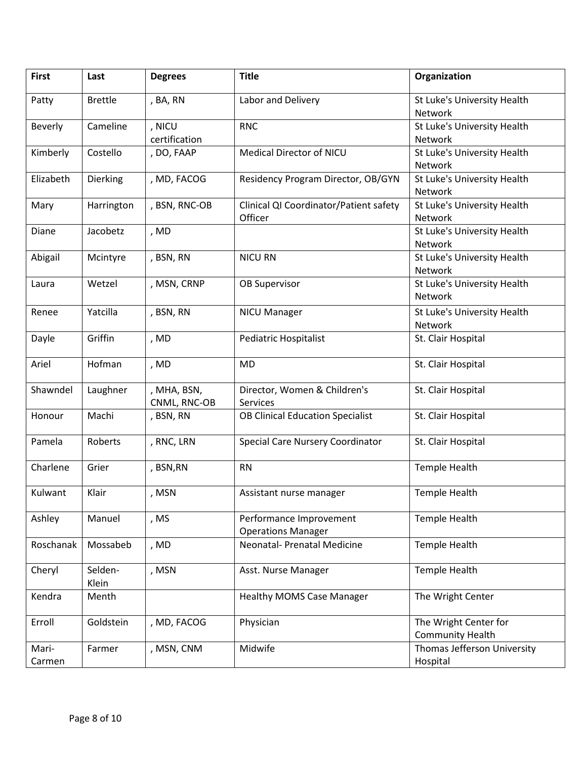| First | Last | Degrees | Title | Organization |
| --- | --- | --- | --- | --- |
| Patty | Brettle | , BA, RN | Labor and Delivery | St Luke's University Health Network |
| Beverly | Cameline | , NICU certification | RNC | St Luke's University Health Network |
| Kimberly | Costello | , DO, FAAP | Medical Director of NICU | St Luke's University Health Network |
| Elizabeth | Dierking | , MD, FACOG | Residency Program Director, OB/GYN | St Luke's University Health Network |
| Mary | Harrington | , BSN, RNC-OB | Clinical QI Coordinator/Patient safety Officer | St Luke's University Health Network |
| Diane | Jacobetz | , MD | | St Luke's University Health Network |
| Abigail | Mcintyre | , BSN, RN | NICU RN | St Luke's University Health Network |
| Laura | Wetzel | , MSN, CRNP | OB Supervisor | St Luke's University Health Network |
| Renee | Yatcilla | , BSN, RN | NICU Manager | St Luke's University Health Network |
| Dayle | Griffin | , MD | Pediatric Hospitalist | St. Clair Hospital |
| Ariel | Hofman | , MD | MD | St. Clair Hospital |
| Shawndel | Laughner | , MHA, BSN, CNML, RNC-OB | Director, Women & Children's Services | St. Clair Hospital |
| Honour | Machi | , BSN, RN | OB Clinical Education Specialist | St. Clair Hospital |
| Pamela | Roberts | , RNC, LRN | Special Care Nursery Coordinator | St. Clair Hospital |
| Charlene | Grier | , BSN,RN | RN | Temple Health |
| Kulwant | Klair | , MSN | Assistant nurse manager | Temple Health |
| Ashley | Manuel | , MS | Performance Improvement Operations Manager | Temple Health |
| Roschanak | Mossabeb | , MD | Neonatal- Prenatal Medicine | Temple Health |
| Cheryl | Selden-Klein | , MSN | Asst. Nurse Manager | Temple Health |
| Kendra | Menth | | Healthy MOMS Case Manager | The Wright Center |
| Erroll | Goldstein | , MD, FACOG | Physician | The Wright Center for Community Health |
| Mari-Carmen | Farmer | , MSN, CNM | Midwife | Thomas Jefferson University Hospital |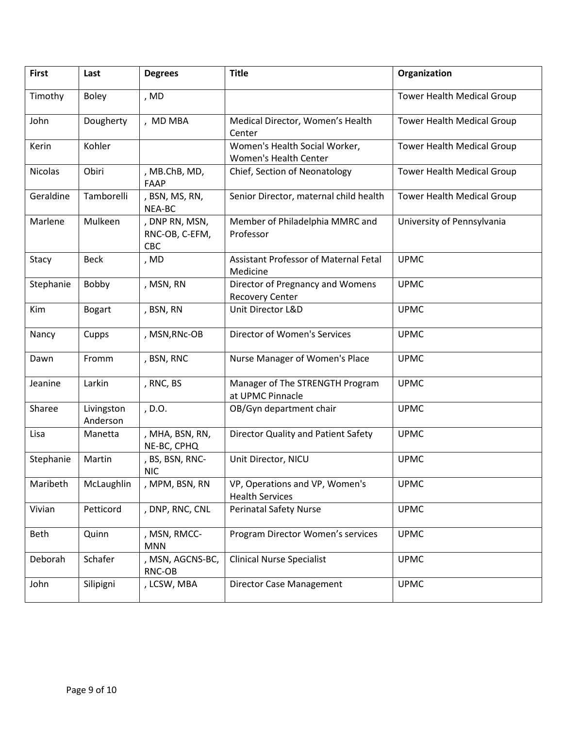| First | Last | Degrees | Title | Organization |
| --- | --- | --- | --- | --- |
| Timothy | Boley | , MD | | Tower Health Medical Group |
| John | Dougherty | , MD MBA | Medical Director, Women's Health Center | Tower Health Medical Group |
| Kerin | Kohler | | Women's Health Social Worker, Women's Health Center | Tower Health Medical Group |
| Nicolas | Obiri | , MB.ChB, MD, FAAP | Chief, Section of Neonatology | Tower Health Medical Group |
| Geraldine | Tamborelli | , BSN, MS, RN, NEA-BC | Senior Director, maternal child health | Tower Health Medical Group |
| Marlene | Mulkeen | , DNP RN, MSN, RNC-OB, C-EFM, CBC | Member of Philadelphia MMRC and Professor | University of Pennsylvania |
| Stacy | Beck | , MD | Assistant Professor of Maternal Fetal Medicine | UPMC |
| Stephanie | Bobby | , MSN, RN | Director of Pregnancy and Womens Recovery Center | UPMC |
| Kim | Bogart | , BSN, RN | Unit Director L&D | UPMC |
| Nancy | Cupps | , MSN,RNc-OB | Director of Women's Services | UPMC |
| Dawn | Fromm | , BSN, RNC | Nurse Manager of Women's Place | UPMC |
| Jeanine | Larkin | , RNC, BS | Manager of The STRENGTH Program at UPMC Pinnacle | UPMC |
| Sharee | Livingston Anderson | , D.O. | OB/Gyn department chair | UPMC |
| Lisa | Manetta | , MHA, BSN, RN, NE-BC, CPHQ | Director Quality and Patient Safety | UPMC |
| Stephanie | Martin | , BS, BSN, RNC-NIC | Unit Director, NICU | UPMC |
| Maribeth | McLaughlin | , MPM, BSN, RN | VP, Operations and VP, Women's Health Services | UPMC |
| Vivian | Petticord | , DNP, RNC, CNL | Perinatal Safety Nurse | UPMC |
| Beth | Quinn | , MSN, RMCC-MNN | Program Director Women's services | UPMC |
| Deborah | Schafer | , MSN, AGCNS-BC, RNC-OB | Clinical Nurse Specialist | UPMC |
| John | Silipigni | , LCSW, MBA | Director Case Management | UPMC |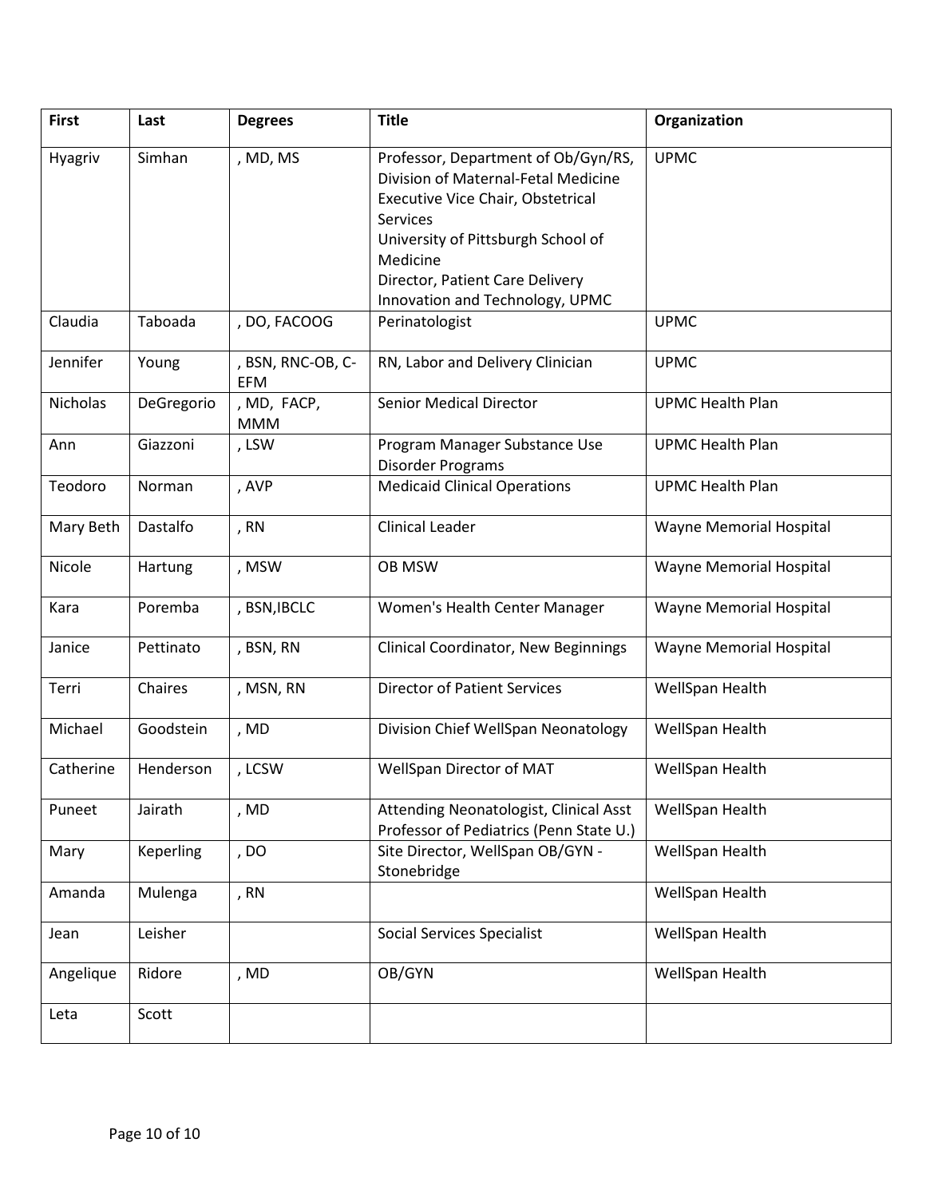| First | Last | Degrees | Title | Organization |
|---|---|---|---|---|
| Hyagriv | Simhan | , MD, MS | Professor, Department of Ob/Gyn/RS, Division of Maternal-Fetal Medicine Executive Vice Chair, Obstetrical Services University of Pittsburgh School of Medicine Director, Patient Care Delivery Innovation and Technology, UPMC | UPMC |
| Claudia | Taboada | , DO, FACOOG | Perinatologist | UPMC |
| Jennifer | Young | , BSN, RNC-OB, C-EFM | RN, Labor and Delivery Clinician | UPMC |
| Nicholas | DeGregorio | , MD, FACP, MMM | Senior Medical Director | UPMC Health Plan |
| Ann | Giazzoni | , LSW | Program Manager Substance Use Disorder Programs | UPMC Health Plan |
| Teodoro | Norman | , AVP | Medicaid Clinical Operations | UPMC Health Plan |
| Mary Beth | Dastalfo | , RN | Clinical Leader | Wayne Memorial Hospital |
| Nicole | Hartung | , MSW | OB MSW | Wayne Memorial Hospital |
| Kara | Poremba | , BSN,IBCLC | Women's Health Center Manager | Wayne Memorial Hospital |
| Janice | Pettinato | , BSN, RN | Clinical Coordinator, New Beginnings | Wayne Memorial Hospital |
| Terri | Chaires | , MSN, RN | Director of Patient Services | WellSpan Health |
| Michael | Goodstein | , MD | Division Chief WellSpan Neonatology | WellSpan Health |
| Catherine | Henderson | , LCSW | WellSpan Director of MAT | WellSpan Health |
| Puneet | Jairath | , MD | Attending Neonatologist, Clinical Asst Professor of Pediatrics (Penn State U.) | WellSpan Health |
| Mary | Keperling | , DO | Site Director, WellSpan OB/GYN - Stonebridge | WellSpan Health |
| Amanda | Mulenga | , RN | | WellSpan Health |
| Jean | Leisher | | Social Services Specialist | WellSpan Health |
| Angelique | Ridore | , MD | OB/GYN | WellSpan Health |
| Leta | Scott | | | |